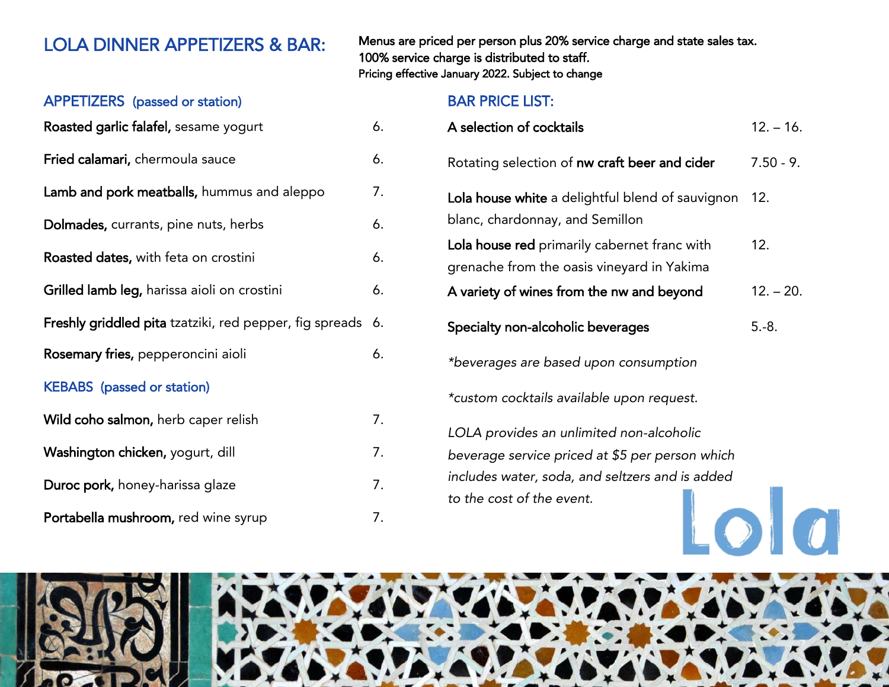# LOLA DINNER APPETIZERS & BAR:

Menus are priced per person plus 20% service charge and state sales tax.
100% service charge is distributed to staff.
Pricing effective January 2022. Subject to change

## APPETIZERS (passed or station)

| Item | Price |
|---|---|
| **Roasted garlic falafel,** sesame yogurt | 6. |
| **Fried calamari,** chermoula sauce | 6. |
| **Lamb and pork meatballs,** hummus and aleppo | 7. |
| **Dolmades,** currants, pine nuts, herbs | 6. |
| **Roasted dates,** with feta on crostini | 6. |
| **Grilled lamb leg,** harissa aioli on crostini | 6. |
| **Freshly griddled pita** tzatziki, red pepper, fig spreads | 6. |
| **Rosemary fries,** pepperoncini aioli | 6. |

## KEBABS (passed or station)

| Item | Price |
|---|---|
| **Wild coho salmon,** herb caper relish | 7. |
| **Washington chicken,** yogurt, dill | 7. |
| **Duroc pork,** honey-harissa glaze | 7. |
| **Portabella mushroom,** red wine syrup | 7. |

## BAR PRICE LIST:

| Item | Price |
|---|---|
| **A selection of cocktails** | 12. – 16. |
| Rotating selection of **nw craft beer and cider** | 7.50 - 9. |
| **Lola house white** a delightful blend of sauvignon blanc, chardonnay, and Semillon | 12. |
| **Lola house red** primarily cabernet franc with grenache from the oasis vineyard in Yakima | 12. |
| **A variety of wines from the nw and beyond** | 12. – 20. |
| **Specialty non-alcoholic beverages** | 5.-8. |

*\*beverages are based upon consumption*

*\*custom cocktails available upon request.*

*LOLA provides an unlimited non-alcoholic beverage service priced at $5 per person which includes water, soda, and seltzers and is added to the cost of the event.*

Lola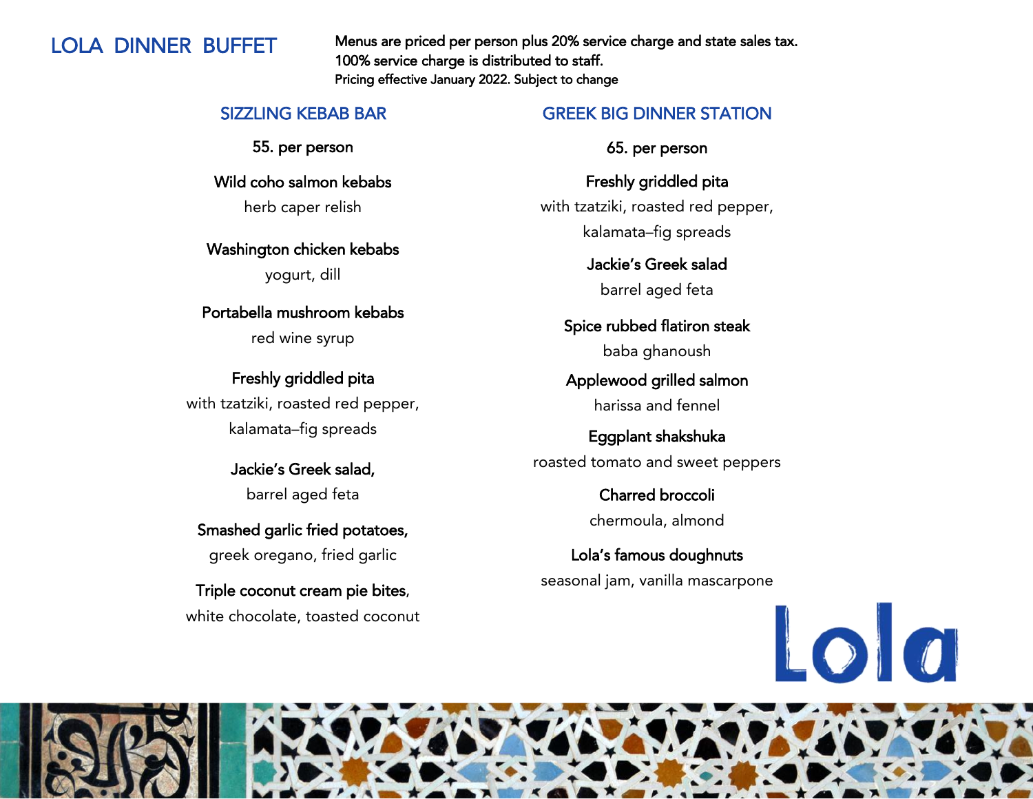# LOLA DINNER BUFFET

Menus are priced per person plus 20% service charge and state sales tax.
100% service charge is distributed to staff.
Pricing effective January 2022. Subject to change

## SIZZLING KEBAB BAR

55. per person

**Wild coho salmon kebabs**
herb caper relish

**Washington chicken kebabs**
yogurt, dill

**Portabella mushroom kebabs**
red wine syrup

**Freshly griddled pita**
with tzatziki, roasted red pepper, kalamata–fig spreads

**Jackie's Greek salad,**
barrel aged feta

**Smashed garlic fried potatoes,**
greek oregano, fried garlic

**Triple coconut cream pie bites,**
white chocolate, toasted coconut

## GREEK BIG DINNER STATION

65. per person

**Freshly griddled pita**
with tzatziki, roasted red pepper, kalamata–fig spreads

**Jackie's Greek salad**
barrel aged feta

**Spice rubbed flatiron steak**
baba ghanoush

**Applewood grilled salmon**
harissa and fennel

**Eggplant shakshuka**
roasted tomato and sweet peppers

**Charred broccoli**
chermoula, almond

**Lola's famous doughnuts**
seasonal jam, vanilla mascarpone

Lola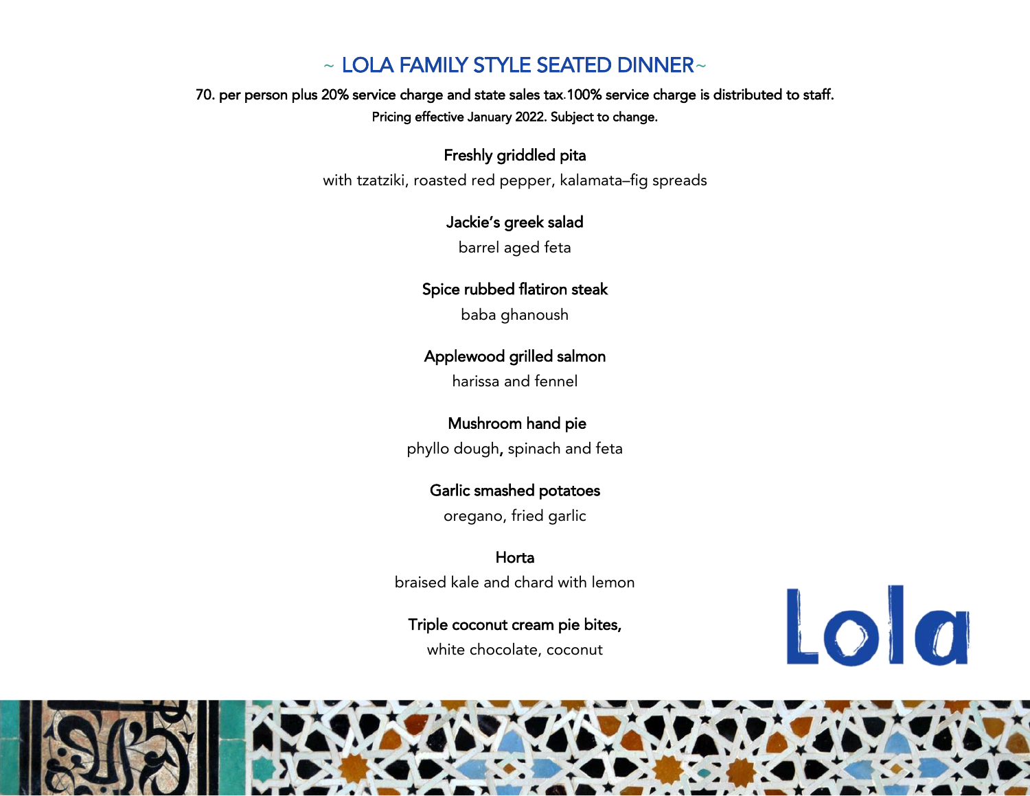# ~ LOLA FAMILY STYLE SEATED DINNER~

**70. per person plus 20% service charge and state sales tax.100% service charge is distributed to staff.**

**Pricing effective January 2022. Subject to change.**

**Freshly griddled pita**

with tzatziki, roasted red pepper, kalamata–fig spreads

**Jackie's greek salad**

barrel aged feta

**Spice rubbed flatiron steak**

baba ghanoush

**Applewood grilled salmon**

harissa and fennel

**Mushroom hand pie**

phyllo dough, spinach and feta

**Garlic smashed potatoes**

oregano, fried garlic

**Horta**

braised kale and chard with lemon

**Triple coconut cream pie bites,**

white chocolate, coconut

Lola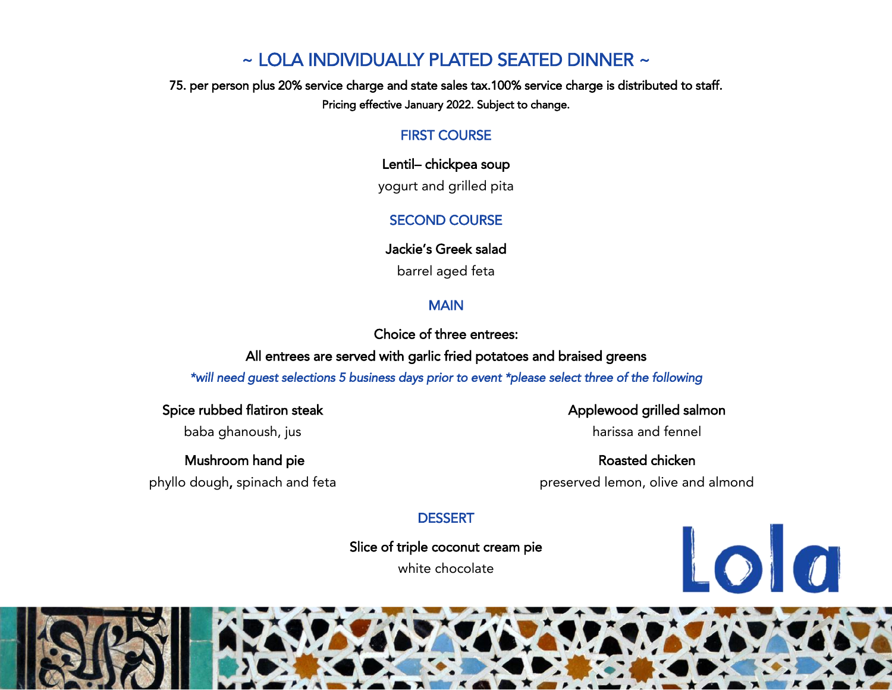# ~ LOLA INDIVIDUALLY PLATED SEATED DINNER ~

**75. per person plus 20% service charge and state sales tax.100% service charge is distributed to staff.**

**Pricing effective January 2022. Subject to change.**

## FIRST COURSE

**Lentil– chickpea soup**

yogurt and grilled pita

## SECOND COURSE

**Jackie's Greek salad**

barrel aged feta

## MAIN

**Choice of three entrees:**

**All entrees are served with garlic fried potatoes and braised greens**

*\*will need guest selections 5 business days prior to event \*please select three of the following*

**Spice rubbed flatiron steak**

baba ghanoush, jus

**Mushroom hand pie**

phyllo dough, spinach and feta

**Applewood grilled salmon**

harissa and fennel

**Roasted chicken**

preserved lemon, olive and almond

## DESSERT

**Slice of triple coconut cream pie**

white chocolate

Lola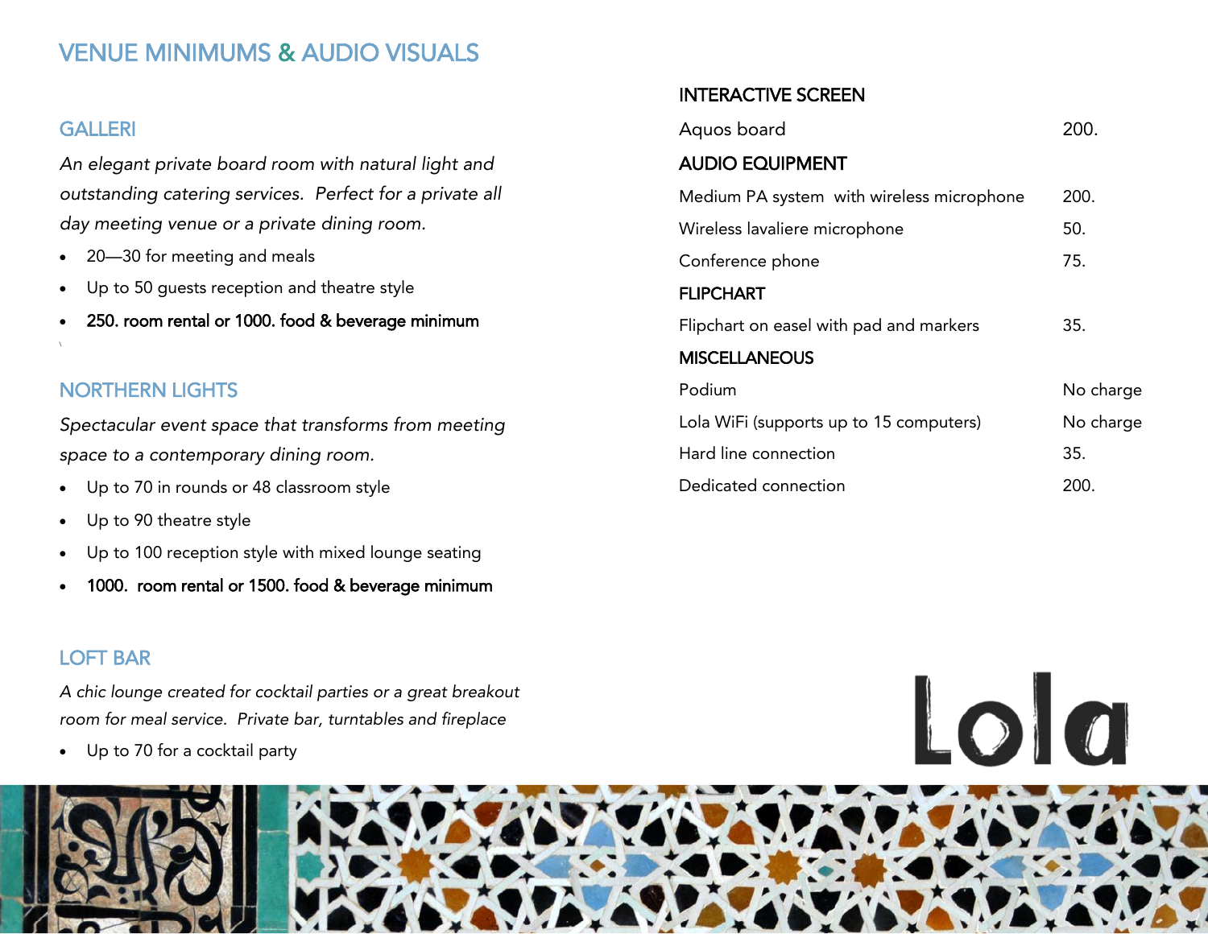# VENUE MINIMUMS & AUDIO VISUALS

## GALLERI

*An elegant private board room with natural light and outstanding catering services. Perfect for a private all day meeting venue or a private dining room.*

- 20—30 for meeting and meals
- Up to 50 guests reception and theatre style
- 250. room rental or 1000. food & beverage minimum

## NORTHERN LIGHTS

*Spectacular event space that transforms from meeting space to a contemporary dining room.*

- Up to 70 in rounds or 48 classroom style
- Up to 90 theatre style
- Up to 100 reception style with mixed lounge seating
- 1000. room rental or 1500. food & beverage minimum

## LOFT BAR

*A chic lounge created for cocktail parties or a great breakout room for meal service. Private bar, turntables and fireplace*

- Up to 70 for a cocktail party

| | |
|---|---|
| **INTERACTIVE SCREEN** | |
| Aquos board | 200. |
| **AUDIO EQUIPMENT** | |
| Medium PA system with wireless microphone | 200. |
| Wireless lavaliere microphone | 50. |
| Conference phone | 75. |
| **FLIPCHART** | |
| Flipchart on easel with pad and markers | 35. |
| **MISCELLANEOUS** | |
| Podium | No charge |
| Lola WiFi (supports up to 15 computers) | No charge |
| Hard line connection | 35. |
| Dedicated connection | 200. |

Lola